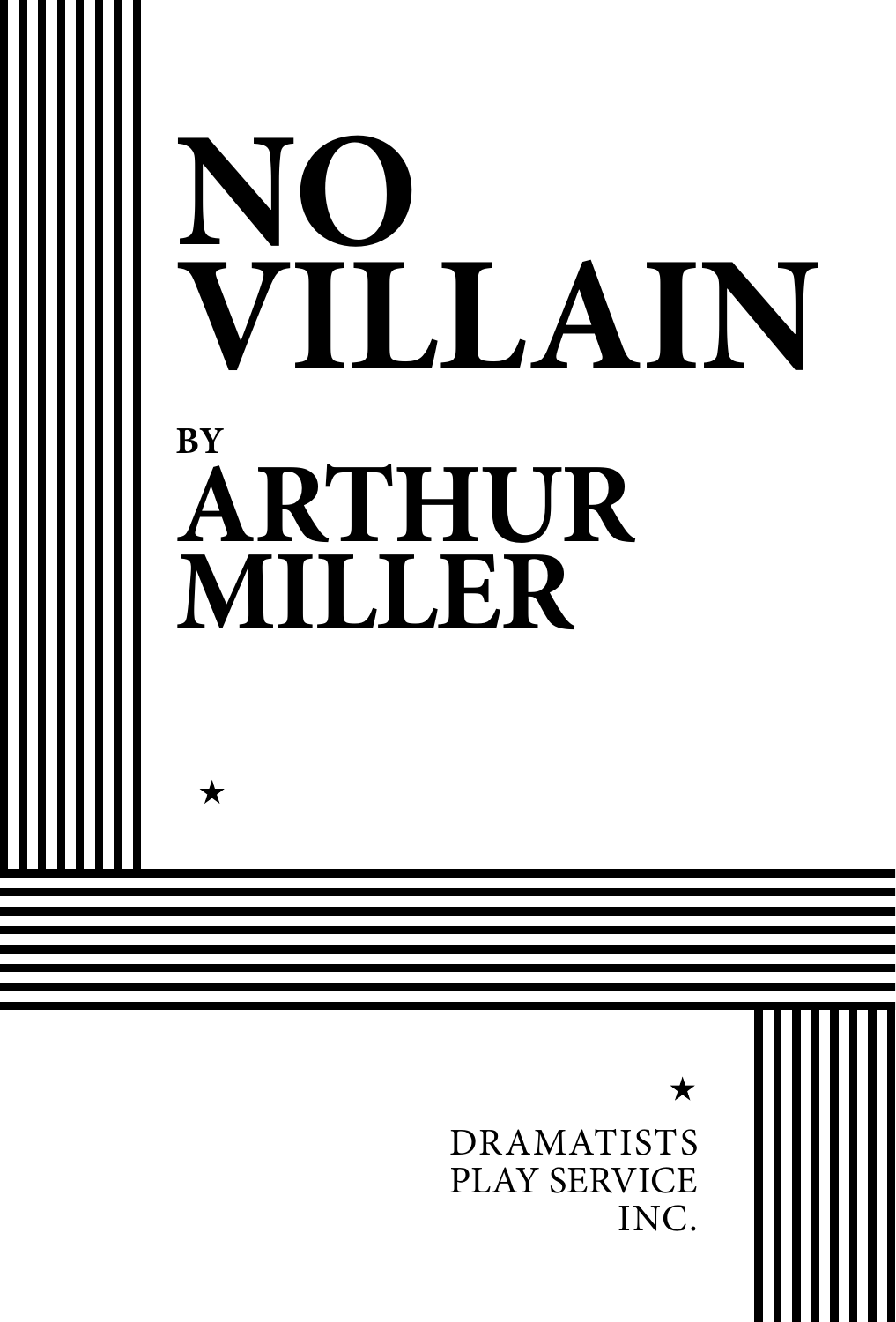# NO VILLAIN

BY

## ARTHUR MILLER

★

★

DRAMATISTS PLAY SERVICE INC.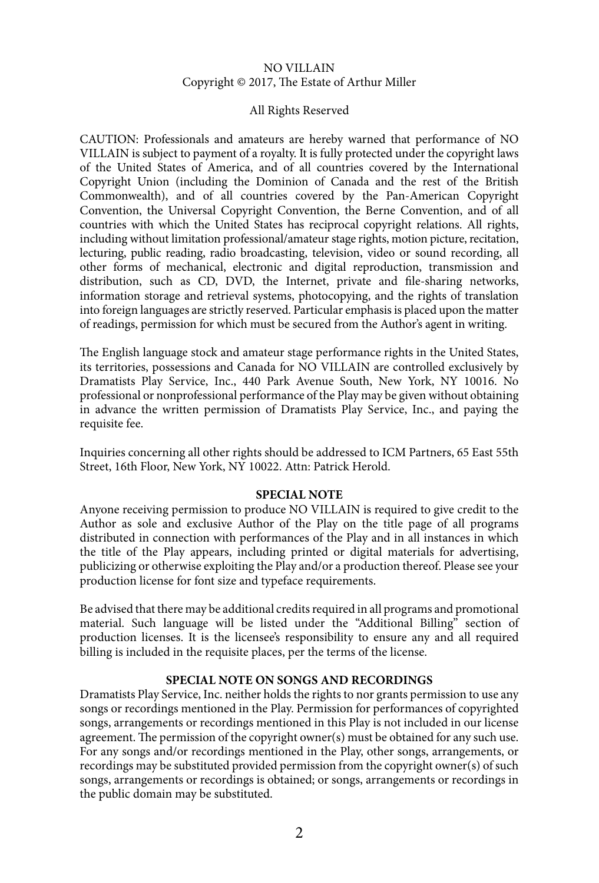NO VILLAIN
Copyright © 2017, The Estate of Arthur Miller

All Rights Reserved

CAUTION: Professionals and amateurs are hereby warned that performance of NO VILLAIN is subject to payment of a royalty. It is fully protected under the copyright laws of the United States of America, and of all countries covered by the International Copyright Union (including the Dominion of Canada and the rest of the British Commonwealth), and of all countries covered by the Pan-American Copyright Convention, the Universal Copyright Convention, the Berne Convention, and of all countries with which the United States has reciprocal copyright relations. All rights, including without limitation professional/amateur stage rights, motion picture, recitation, lecturing, public reading, radio broadcasting, television, video or sound recording, all other forms of mechanical, electronic and digital reproduction, transmission and distribution, such as CD, DVD, the Internet, private and file-sharing networks, information storage and retrieval systems, photocopying, and the rights of translation into foreign languages are strictly reserved. Particular emphasis is placed upon the matter of readings, permission for which must be secured from the Author's agent in writing.

The English language stock and amateur stage performance rights in the United States, its territories, possessions and Canada for NO VILLAIN are controlled exclusively by Dramatists Play Service, Inc., 440 Park Avenue South, New York, NY 10016. No professional or nonprofessional performance of the Play may be given without obtaining in advance the written permission of Dramatists Play Service, Inc., and paying the requisite fee.

Inquiries concerning all other rights should be addressed to ICM Partners, 65 East 55th Street, 16th Floor, New York, NY 10022. Attn: Patrick Herold.

**SPECIAL NOTE**

Anyone receiving permission to produce NO VILLAIN is required to give credit to the Author as sole and exclusive Author of the Play on the title page of all programs distributed in connection with performances of the Play and in all instances in which the title of the Play appears, including printed or digital materials for advertising, publicizing or otherwise exploiting the Play and/or a production thereof. Please see your production license for font size and typeface requirements.

Be advised that there may be additional credits required in all programs and promotional material. Such language will be listed under the "Additional Billing" section of production licenses. It is the licensee's responsibility to ensure any and all required billing is included in the requisite places, per the terms of the license.

**SPECIAL NOTE ON SONGS AND RECORDINGS**

Dramatists Play Service, Inc. neither holds the rights to nor grants permission to use any songs or recordings mentioned in the Play. Permission for performances of copyrighted songs, arrangements or recordings mentioned in this Play is not included in our license agreement. The permission of the copyright owner(s) must be obtained for any such use. For any songs and/or recordings mentioned in the Play, other songs, arrangements, or recordings may be substituted provided permission from the copyright owner(s) of such songs, arrangements or recordings is obtained; or songs, arrangements or recordings in the public domain may be substituted.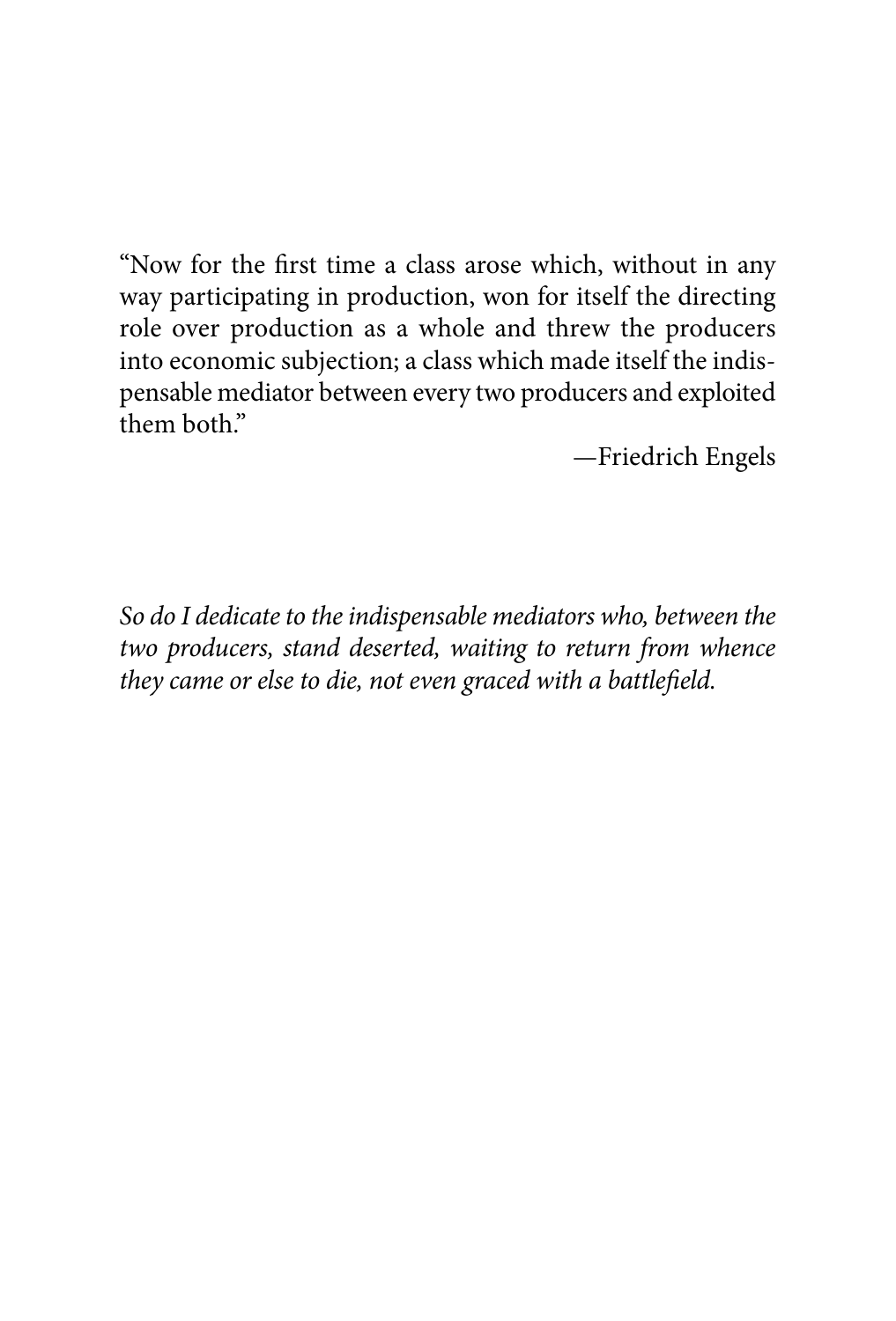"Now for the first time a class arose which, without in any way participating in production, won for itself the directing role over production as a whole and threw the producers into economic subjection; a class which made itself the indispensable mediator between every two producers and exploited them both."

—Friedrich Engels

*So do I dedicate to the indispensable mediators who, between the two producers, stand deserted, waiting to return from whence they came or else to die, not even graced with a battlefield.*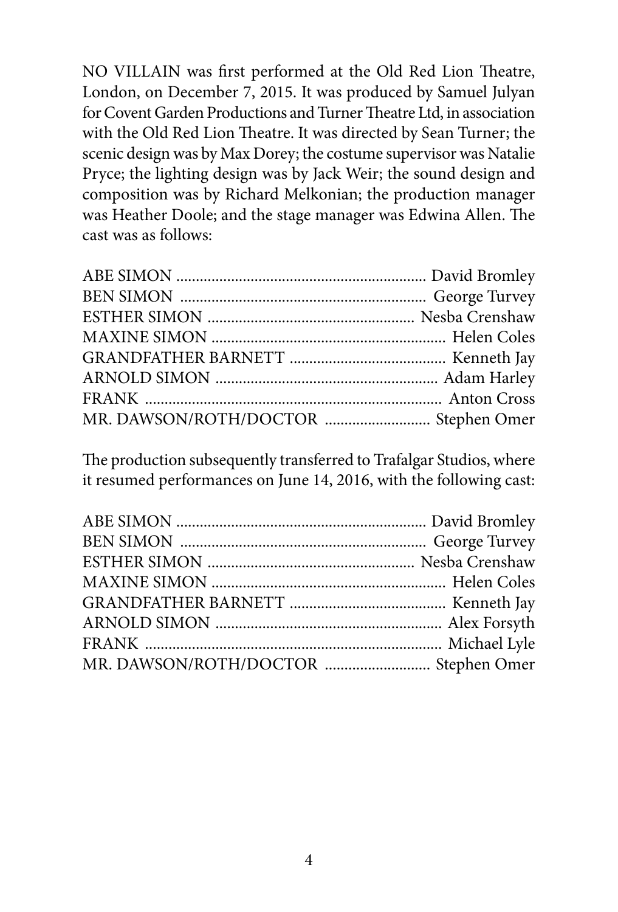NO VILLAIN was first performed at the Old Red Lion Theatre, London, on December 7, 2015. It was produced by Samuel Julyan for Covent Garden Productions and Turner Theatre Ltd, in association with the Old Red Lion Theatre. It was directed by Sean Turner; the scenic design was by Max Dorey; the costume supervisor was Natalie Pryce; the lighting design was by Jack Weir; the sound design and composition was by Richard Melkonian; the production manager was Heather Doole; and the stage manager was Edwina Allen. The cast was as follows:

ABE SIMON ................................................................ David Bromley
BEN SIMON ............................................................... George Turvey
ESTHER SIMON ..................................................... Nesba Crenshaw
MAXINE SIMON ............................................................ Helen Coles
GRANDFATHER BARNETT ......................................... Kenneth Jay
ARNOLD SIMON ......................................................... Adam Harley
FRANK ........................................................................... Anton Cross
MR. DAWSON/ROTH/DOCTOR ........................... Stephen Omer

The production subsequently transferred to Trafalgar Studios, where it resumed performances on June 14, 2016, with the following cast:

ABE SIMON ................................................................ David Bromley
BEN SIMON ............................................................... George Turvey
ESTHER SIMON ..................................................... Nesba Crenshaw
MAXINE SIMON ............................................................ Helen Coles
GRANDFATHER BARNETT ......................................... Kenneth Jay
ARNOLD SIMON .......................................................... Alex Forsyth
FRANK ........................................................................... Michael Lyle
MR. DAWSON/ROTH/DOCTOR ........................... Stephen Omer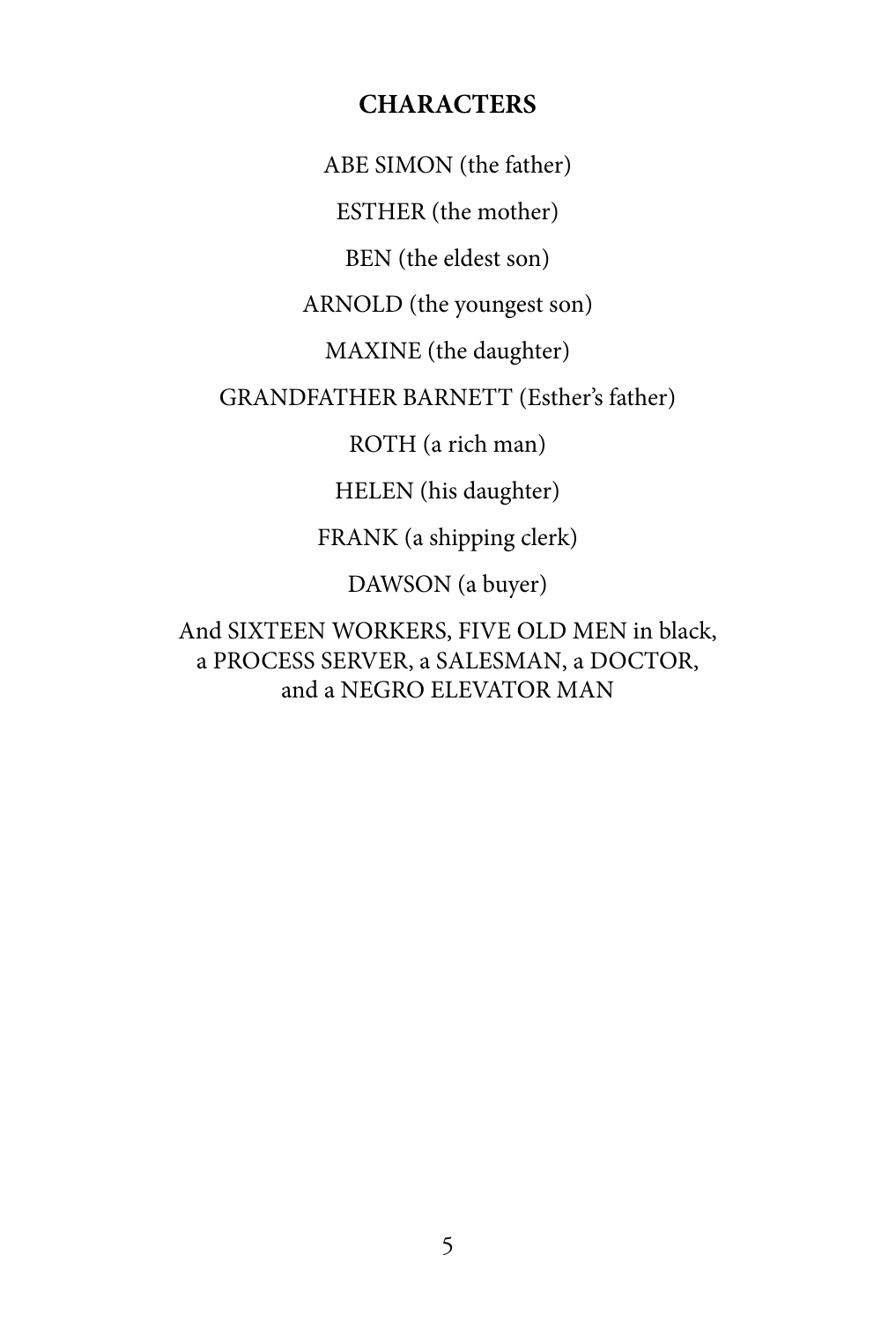## CHARACTERS

ABE SIMON (the father)

ESTHER (the mother)

BEN (the eldest son)

ARNOLD (the youngest son)

MAXINE (the daughter)

GRANDFATHER BARNETT (Esther's father)

ROTH (a rich man)

HELEN (his daughter)

FRANK (a shipping clerk)

DAWSON (a buyer)

And SIXTEEN WORKERS, FIVE OLD MEN in black, a PROCESS SERVER, a SALESMAN, a DOCTOR, and a NEGRO ELEVATOR MAN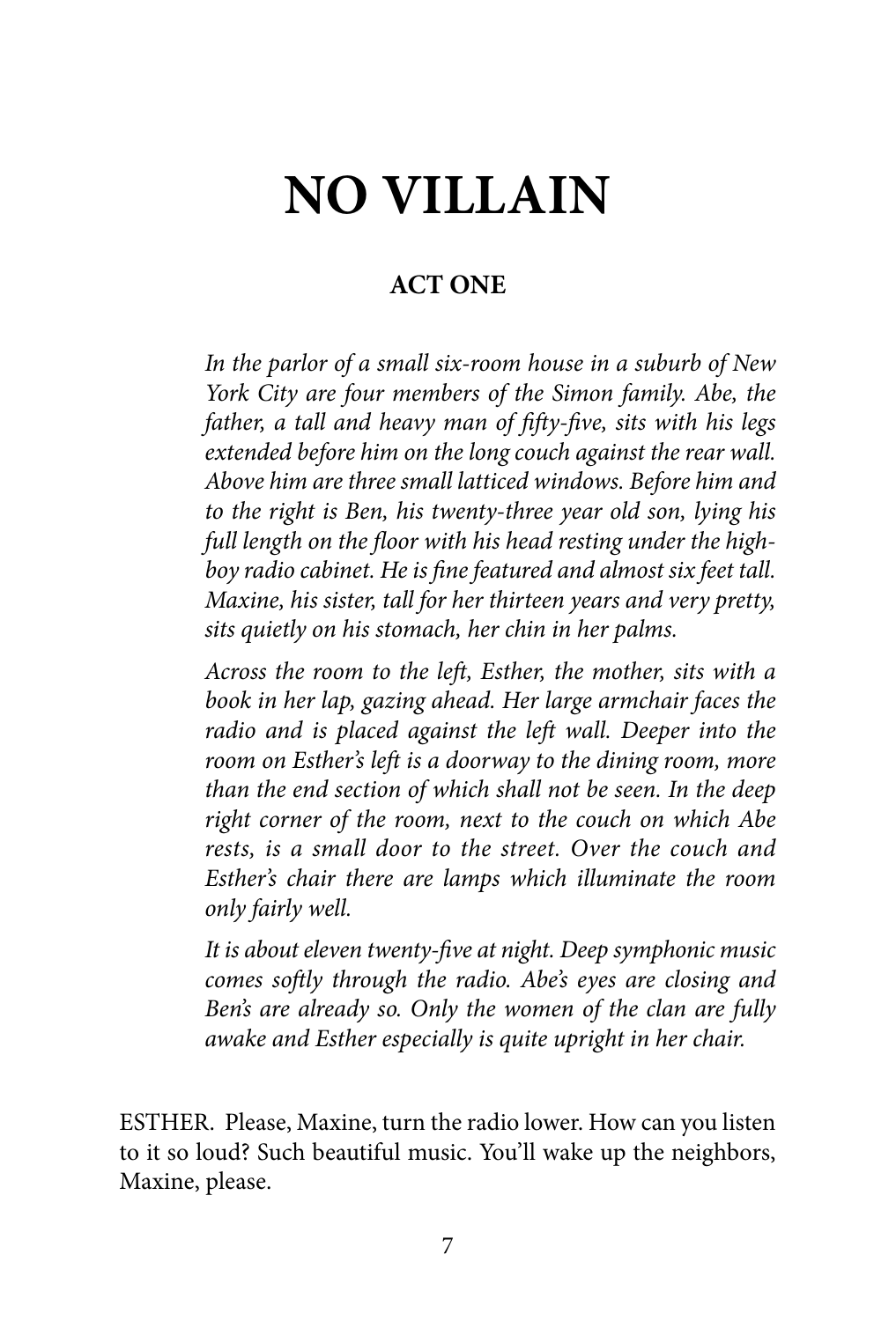# NO VILLAIN

## ACT ONE

*In the parlor of a small six-room house in a suburb of New York City are four members of the Simon family. Abe, the father, a tall and heavy man of fifty-five, sits with his legs extended before him on the long couch against the rear wall. Above him are three small latticed windows. Before him and to the right is Ben, his twenty-three year old son, lying his full length on the floor with his head resting under the high-boy radio cabinet. He is fine featured and almost six feet tall. Maxine, his sister, tall for her thirteen years and very pretty, sits quietly on his stomach, her chin in her palms.*

*Across the room to the left, Esther, the mother, sits with a book in her lap, gazing ahead. Her large armchair faces the radio and is placed against the left wall. Deeper into the room on Esther's left is a doorway to the dining room, more than the end section of which shall not be seen. In the deep right corner of the room, next to the couch on which Abe rests, is a small door to the street. Over the couch and Esther's chair there are lamps which illuminate the room only fairly well.*

*It is about eleven twenty-five at night. Deep symphonic music comes softly through the radio. Abe's eyes are closing and Ben's are already so. Only the women of the clan are fully awake and Esther especially is quite upright in her chair.*

ESTHER. Please, Maxine, turn the radio lower. How can you listen to it so loud? Such beautiful music. You'll wake up the neighbors, Maxine, please.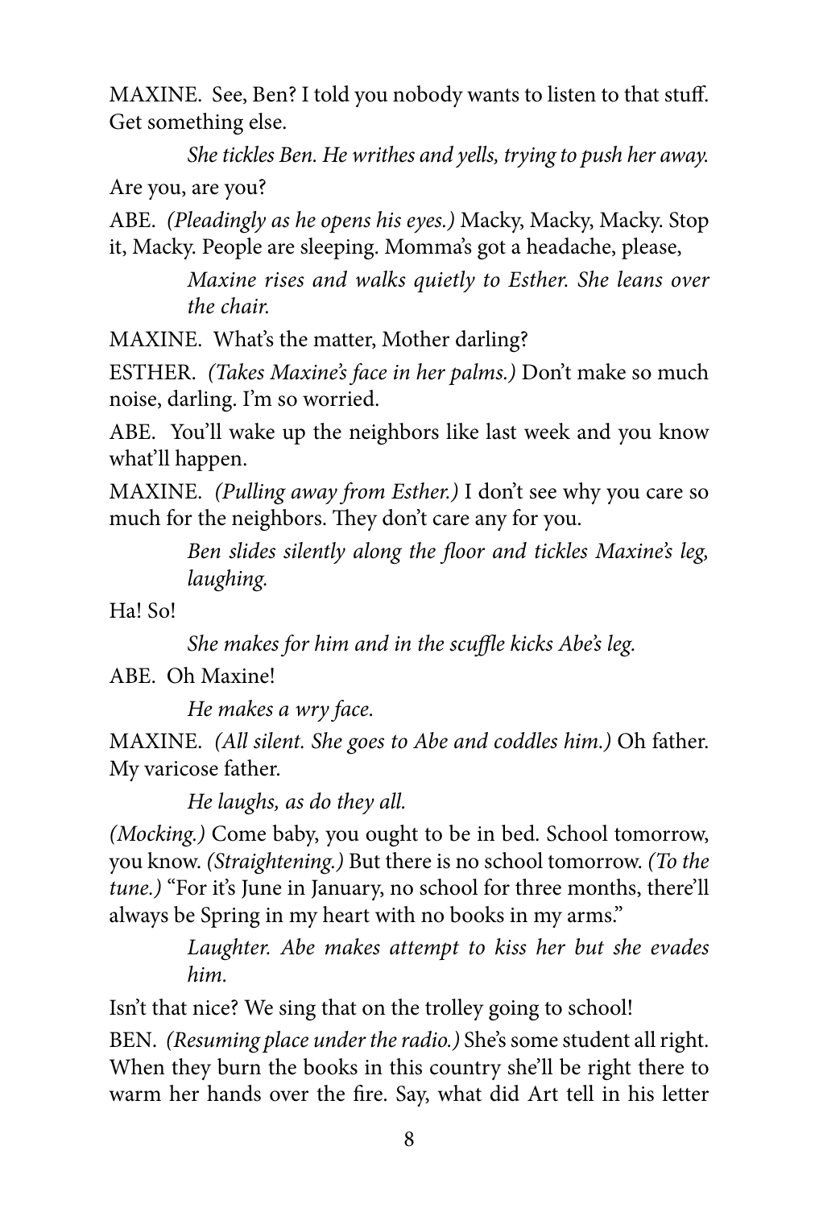MAXINE. See, Ben? I told you nobody wants to listen to that stuff. Get something else.

*She tickles Ben. He writhes and yells, trying to push her away.*

Are you, are you?

ABE. *(Pleadingly as he opens his eyes.)* Macky, Macky, Macky. Stop it, Macky. People are sleeping. Momma's got a headache, please,

*Maxine rises and walks quietly to Esther. She leans over the chair.*

MAXINE. What's the matter, Mother darling?

ESTHER. *(Takes Maxine's face in her palms.)* Don't make so much noise, darling. I'm so worried.

ABE. You'll wake up the neighbors like last week and you know what'll happen.

MAXINE. *(Pulling away from Esther.)* I don't see why you care so much for the neighbors. They don't care any for you.

*Ben slides silently along the floor and tickles Maxine's leg, laughing.*

Ha! So!

*She makes for him and in the scuffle kicks Abe's leg.*

ABE. Oh Maxine!

*He makes a wry face.*

MAXINE. *(All silent. She goes to Abe and coddles him.)* Oh father. My varicose father.

*He laughs, as do they all.*

*(Mocking.)* Come baby, you ought to be in bed. School tomorrow, you know. *(Straightening.)* But there is no school tomorrow. *(To the tune.)* "For it's June in January, no school for three months, there'll always be Spring in my heart with no books in my arms."

*Laughter. Abe makes attempt to kiss her but she evades him.*

Isn't that nice? We sing that on the trolley going to school!

BEN. *(Resuming place under the radio.)* She's some student all right. When they burn the books in this country she'll be right there to warm her hands over the fire. Say, what did Art tell in his letter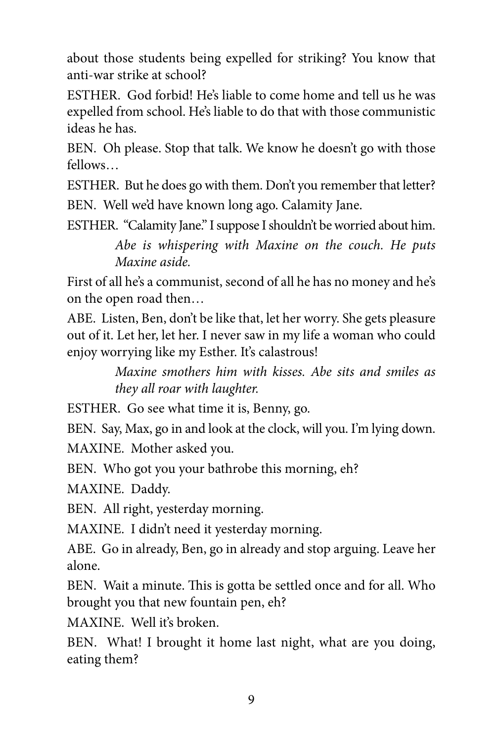about those students being expelled for striking? You know that anti-war strike at school?

ESTHER. God forbid! He's liable to come home and tell us he was expelled from school. He's liable to do that with those communistic ideas he has.

BEN. Oh please. Stop that talk. We know he doesn't go with those fellows…

ESTHER. But he does go with them. Don't you remember that letter?

BEN. Well we'd have known long ago. Calamity Jane.

ESTHER. "Calamity Jane." I suppose I shouldn't be worried about him.

*Abe is whispering with Maxine on the couch. He puts Maxine aside.*

First of all he's a communist, second of all he has no money and he's on the open road then…

ABE. Listen, Ben, don't be like that, let her worry. She gets pleasure out of it. Let her, let her. I never saw in my life a woman who could enjoy worrying like my Esther. It's calastrous!

*Maxine smothers him with kisses. Abe sits and smiles as they all roar with laughter.*

ESTHER. Go see what time it is, Benny, go.

BEN. Say, Max, go in and look at the clock, will you. I'm lying down.

MAXINE. Mother asked you.

BEN. Who got you your bathrobe this morning, eh?

MAXINE. Daddy.

BEN. All right, yesterday morning.

MAXINE. I didn't need it yesterday morning.

ABE. Go in already, Ben, go in already and stop arguing. Leave her alone.

BEN. Wait a minute. This is gotta be settled once and for all. Who brought you that new fountain pen, eh?

MAXINE. Well it's broken.

BEN. What! I brought it home last night, what are you doing, eating them?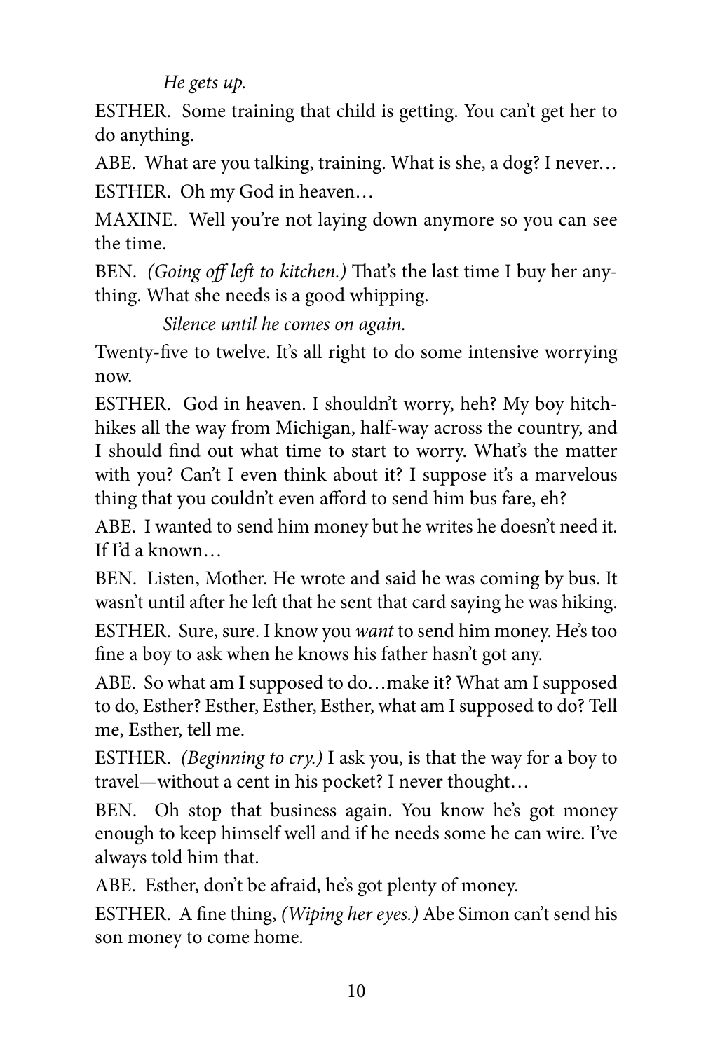*He gets up.*

ESTHER. Some training that child is getting. You can't get her to do anything.

ABE. What are you talking, training. What is she, a dog? I never…

ESTHER. Oh my God in heaven…

MAXINE. Well you're not laying down anymore so you can see the time.

BEN. *(Going off left to kitchen.)* That's the last time I buy her anything. What she needs is a good whipping.

*Silence until he comes on again.*

Twenty-five to twelve. It's all right to do some intensive worrying now.

ESTHER. God in heaven. I shouldn't worry, heh? My boy hitch-hikes all the way from Michigan, half-way across the country, and I should find out what time to start to worry. What's the matter with you? Can't I even think about it? I suppose it's a marvelous thing that you couldn't even afford to send him bus fare, eh?

ABE. I wanted to send him money but he writes he doesn't need it. If I'd a known…

BEN. Listen, Mother. He wrote and said he was coming by bus. It wasn't until after he left that he sent that card saying he was hiking.

ESTHER. Sure, sure. I know you *want* to send him money. He's too fine a boy to ask when he knows his father hasn't got any.

ABE. So what am I supposed to do…make it? What am I supposed to do, Esther? Esther, Esther, Esther, what am I supposed to do? Tell me, Esther, tell me.

ESTHER. *(Beginning to cry.)* I ask you, is that the way for a boy to travel—without a cent in his pocket? I never thought…

BEN. Oh stop that business again. You know he's got money enough to keep himself well and if he needs some he can wire. I've always told him that.

ABE. Esther, don't be afraid, he's got plenty of money.

ESTHER. A fine thing, *(Wiping her eyes.)* Abe Simon can't send his son money to come home.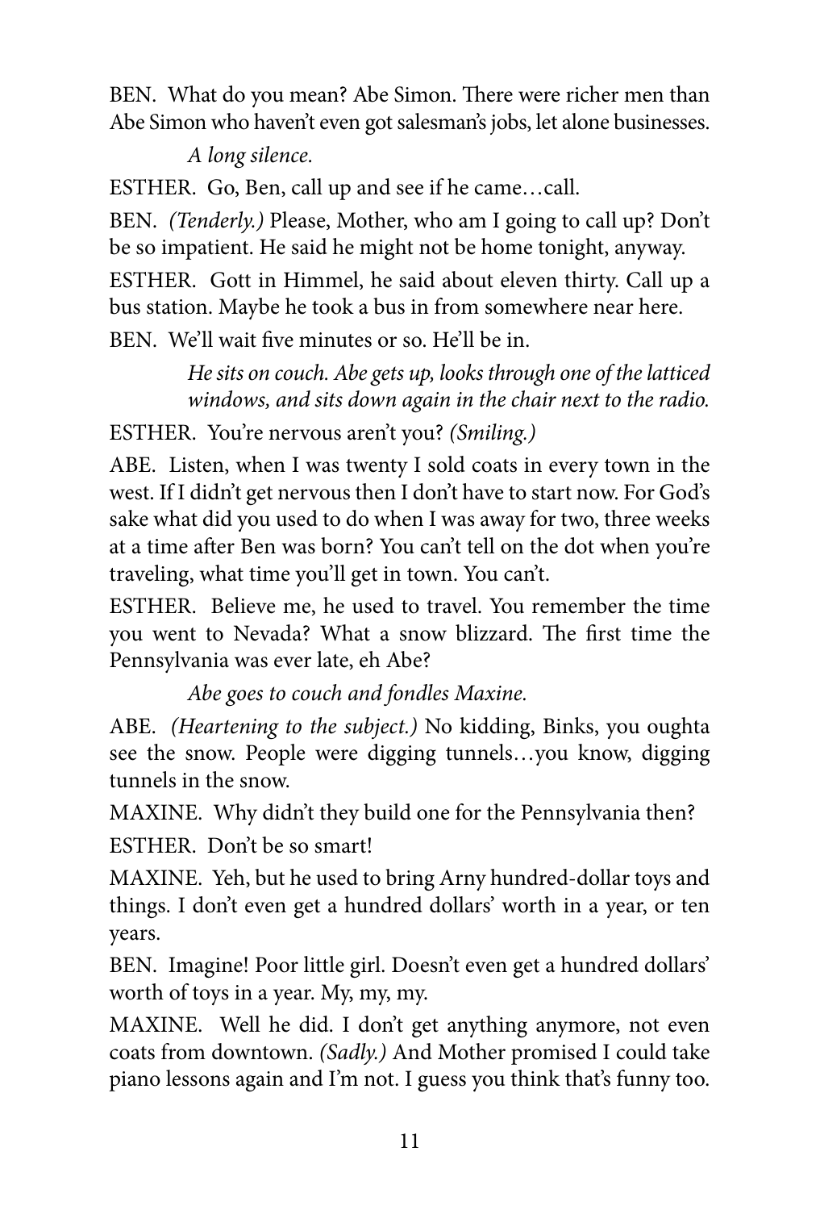BEN. What do you mean? Abe Simon. There were richer men than Abe Simon who haven't even got salesman's jobs, let alone businesses.

*A long silence.*

ESTHER. Go, Ben, call up and see if he came…call.

BEN. *(Tenderly.)* Please, Mother, who am I going to call up? Don't be so impatient. He said he might not be home tonight, anyway.

ESTHER. Gott in Himmel, he said about eleven thirty. Call up a bus station. Maybe he took a bus in from somewhere near here.

BEN. We'll wait five minutes or so. He'll be in.

*He sits on couch. Abe gets up, looks through one of the latticed windows, and sits down again in the chair next to the radio.*

ESTHER. You're nervous aren't you? *(Smiling.)*

ABE. Listen, when I was twenty I sold coats in every town in the west. If I didn't get nervous then I don't have to start now. For God's sake what did you used to do when I was away for two, three weeks at a time after Ben was born? You can't tell on the dot when you're traveling, what time you'll get in town. You can't.

ESTHER. Believe me, he used to travel. You remember the time you went to Nevada? What a snow blizzard. The first time the Pennsylvania was ever late, eh Abe?

*Abe goes to couch and fondles Maxine.*

ABE. *(Heartening to the subject.)* No kidding, Binks, you oughta see the snow. People were digging tunnels…you know, digging tunnels in the snow.

MAXINE. Why didn't they build one for the Pennsylvania then?

ESTHER. Don't be so smart!

MAXINE. Yeh, but he used to bring Arny hundred-dollar toys and things. I don't even get a hundred dollars' worth in a year, or ten years.

BEN. Imagine! Poor little girl. Doesn't even get a hundred dollars' worth of toys in a year. My, my, my.

MAXINE. Well he did. I don't get anything anymore, not even coats from downtown. *(Sadly.)* And Mother promised I could take piano lessons again and I'm not. I guess you think that's funny too.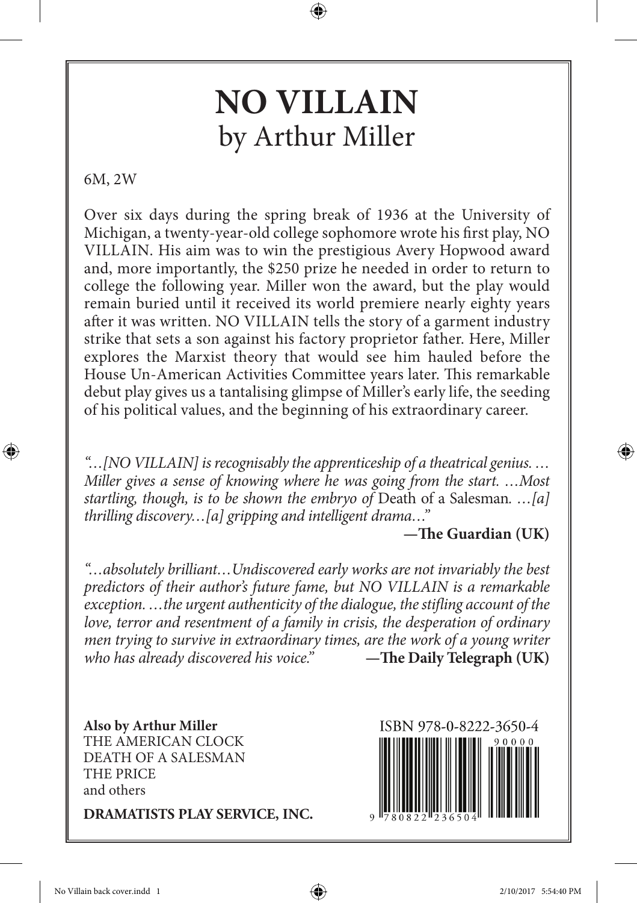# NO VILLAIN

## by Arthur Miller

6M, 2W

Over six days during the spring break of 1936 at the University of Michigan, a twenty-year-old college sophomore wrote his first play, NO VILLAIN. His aim was to win the prestigious Avery Hopwood award and, more importantly, the $250 prize he needed in order to return to college the following year. Miller won the award, but the play would remain buried until it received its world premiere nearly eighty years after it was written. NO VILLAIN tells the story of a garment industry strike that sets a son against his factory proprietor father. Here, Miller explores the Marxist theory that would see him hauled before the House Un-American Activities Committee years later. This remarkable debut play gives us a tantalising glimpse of Miller's early life, the seeding of his political values, and the beginning of his extraordinary career.

*"…[NO VILLAIN] is recognisably the apprenticeship of a theatrical genius. … Miller gives a sense of knowing where he was going from the start. …Most startling, though, is to be shown the embryo of* Death of a Salesman*. …[a] thrilling discovery…[a] gripping and intelligent drama…"*

**—The Guardian (UK)**

*"…absolutely brilliant…Undiscovered early works are not invariably the best predictors of their author's future fame, but NO VILLAIN is a remarkable exception. …the urgent authenticity of the dialogue, the stifling account of the love, terror and resentment of a family in crisis, the desperation of ordinary men trying to survive in extraordinary times, are the work of a young writer who has already discovered his voice."*

**—The Daily Telegraph (UK)**

**Also by Arthur Miller**
THE AMERICAN CLOCK
DEATH OF A SALESMAN
THE PRICE
and others

**DRAMATISTS PLAY SERVICE, INC.**

ISBN 978-0-8222-3650-4